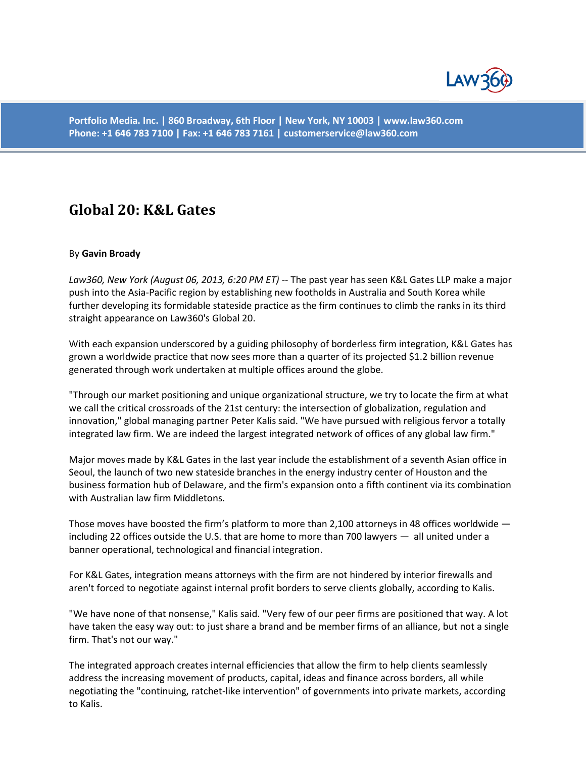Portfolio Media. Inc. | 860 Broadway, 6th Floor | New York, NY 10003 | www.law360.com
Phone: +1 646 783 7100 | Fax: +1 646 783 7161 | customerservice@law360.com

# Global 20: K&L Gates

By **Gavin Broady**

*Law360, New York (August 06, 2013, 6:20 PM ET)* -- The past year has seen K&L Gates LLP make a major push into the Asia-Pacific region by establishing new footholds in Australia and South Korea while further developing its formidable stateside practice as the firm continues to climb the ranks in its third straight appearance on Law360's Global 20.

With each expansion underscored by a guiding philosophy of borderless firm integration, K&L Gates has grown a worldwide practice that now sees more than a quarter of its projected $1.2 billion revenue generated through work undertaken at multiple offices around the globe.

"Through our market positioning and unique organizational structure, we try to locate the firm at what we call the critical crossroads of the 21st century: the intersection of globalization, regulation and innovation," global managing partner Peter Kalis said. "We have pursued with religious fervor a totally integrated law firm. We are indeed the largest integrated network of offices of any global law firm."

Major moves made by K&L Gates in the last year include the establishment of a seventh Asian office in Seoul, the launch of two new stateside branches in the energy industry center of Houston and the business formation hub of Delaware, and the firm's expansion onto a fifth continent via its combination with Australian law firm Middletons.

Those moves have boosted the firm's platform to more than 2,100 attorneys in 48 offices worldwide — including 22 offices outside the U.S. that are home to more than 700 lawyers — all united under a banner operational, technological and financial integration.

For K&L Gates, integration means attorneys with the firm are not hindered by interior firewalls and aren't forced to negotiate against internal profit borders to serve clients globally, according to Kalis.

"We have none of that nonsense," Kalis said. "Very few of our peer firms are positioned that way. A lot have taken the easy way out: to just share a brand and be member firms of an alliance, but not a single firm. That's not our way."

The integrated approach creates internal efficiencies that allow the firm to help clients seamlessly address the increasing movement of products, capital, ideas and finance across borders, all while negotiating the "continuing, ratchet-like intervention" of governments into private markets, according to Kalis.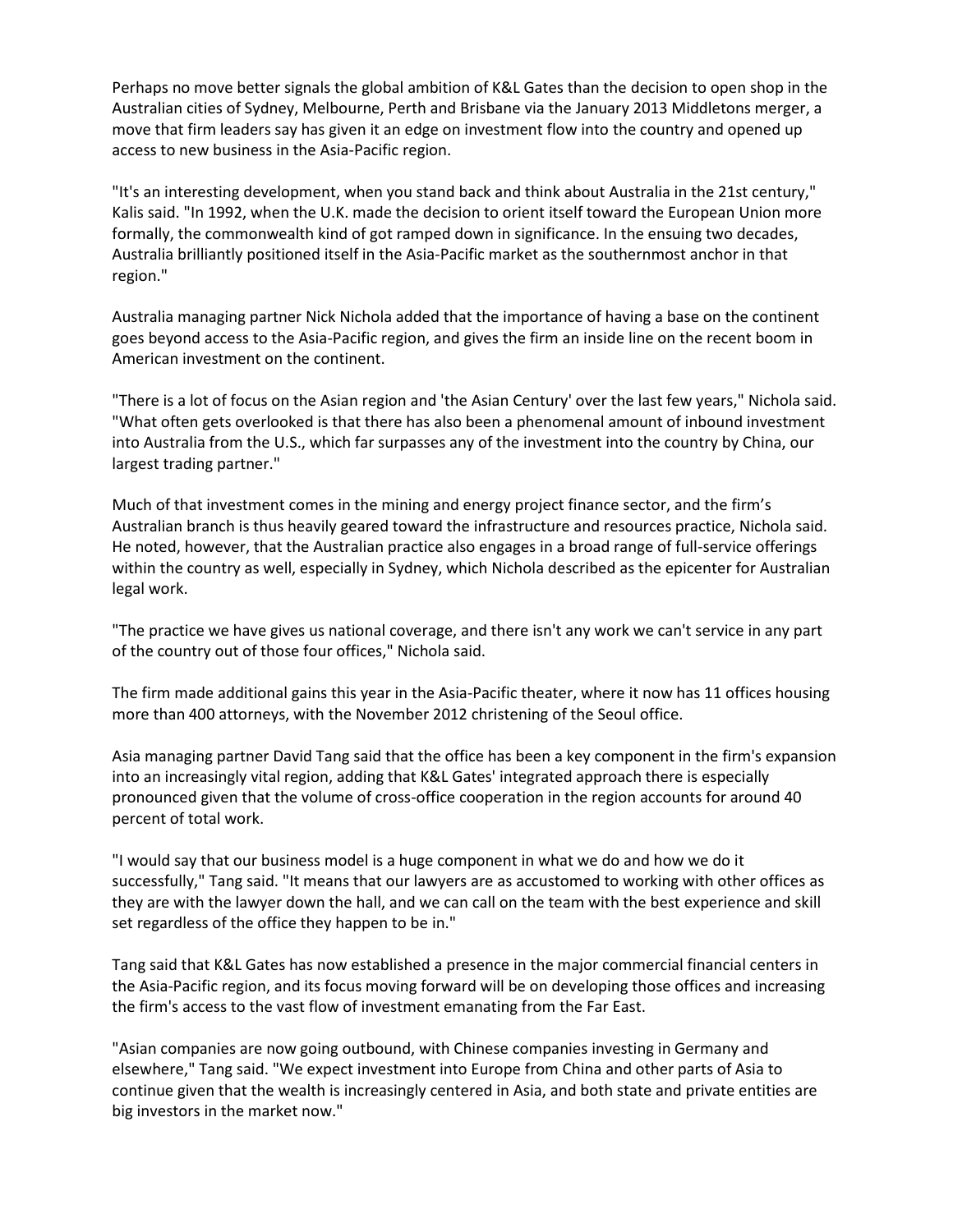Perhaps no move better signals the global ambition of K&L Gates than the decision to open shop in the Australian cities of Sydney, Melbourne, Perth and Brisbane via the January 2013 Middletons merger, a move that firm leaders say has given it an edge on investment flow into the country and opened up access to new business in the Asia-Pacific region.

"It's an interesting development, when you stand back and think about Australia in the 21st century," Kalis said. "In 1992, when the U.K. made the decision to orient itself toward the European Union more formally, the commonwealth kind of got ramped down in significance. In the ensuing two decades, Australia brilliantly positioned itself in the Asia-Pacific market as the southernmost anchor in that region."

Australia managing partner Nick Nichola added that the importance of having a base on the continent goes beyond access to the Asia-Pacific region, and gives the firm an inside line on the recent boom in American investment on the continent.

"There is a lot of focus on the Asian region and 'the Asian Century' over the last few years," Nichola said. "What often gets overlooked is that there has also been a phenomenal amount of inbound investment into Australia from the U.S., which far surpasses any of the investment into the country by China, our largest trading partner."

Much of that investment comes in the mining and energy project finance sector, and the firm's Australian branch is thus heavily geared toward the infrastructure and resources practice, Nichola said. He noted, however, that the Australian practice also engages in a broad range of full-service offerings within the country as well, especially in Sydney, which Nichola described as the epicenter for Australian legal work.

"The practice we have gives us national coverage, and there isn't any work we can't service in any part of the country out of those four offices," Nichola said.

The firm made additional gains this year in the Asia-Pacific theater, where it now has 11 offices housing more than 400 attorneys, with the November 2012 christening of the Seoul office.

Asia managing partner David Tang said that the office has been a key component in the firm's expansion into an increasingly vital region, adding that K&L Gates' integrated approach there is especially pronounced given that the volume of cross-office cooperation in the region accounts for around 40 percent of total work.

"I would say that our business model is a huge component in what we do and how we do it successfully," Tang said. "It means that our lawyers are as accustomed to working with other offices as they are with the lawyer down the hall, and we can call on the team with the best experience and skill set regardless of the office they happen to be in."

Tang said that K&L Gates has now established a presence in the major commercial financial centers in the Asia-Pacific region, and its focus moving forward will be on developing those offices and increasing the firm's access to the vast flow of investment emanating from the Far East.

"Asian companies are now going outbound, with Chinese companies investing in Germany and elsewhere," Tang said. "We expect investment into Europe from China and other parts of Asia to continue given that the wealth is increasingly centered in Asia, and both state and private entities are big investors in the market now."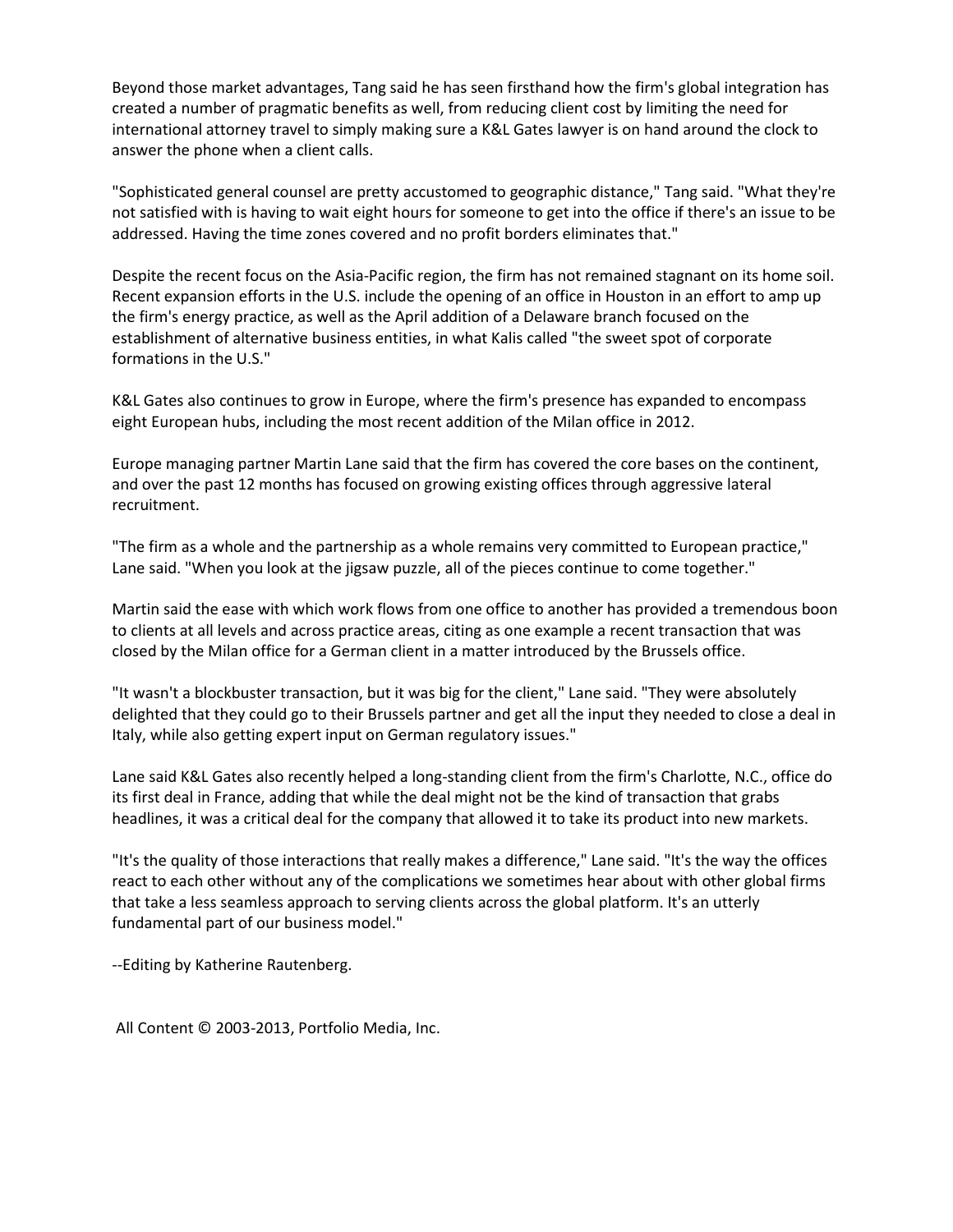Beyond those market advantages, Tang said he has seen firsthand how the firm's global integration has created a number of pragmatic benefits as well, from reducing client cost by limiting the need for international attorney travel to simply making sure a K&L Gates lawyer is on hand around the clock to answer the phone when a client calls.

"Sophisticated general counsel are pretty accustomed to geographic distance," Tang said. "What they're not satisfied with is having to wait eight hours for someone to get into the office if there's an issue to be addressed. Having the time zones covered and no profit borders eliminates that."

Despite the recent focus on the Asia-Pacific region, the firm has not remained stagnant on its home soil. Recent expansion efforts in the U.S. include the opening of an office in Houston in an effort to amp up the firm's energy practice, as well as the April addition of a Delaware branch focused on the establishment of alternative business entities, in what Kalis called "the sweet spot of corporate formations in the U.S."

K&L Gates also continues to grow in Europe, where the firm's presence has expanded to encompass eight European hubs, including the most recent addition of the Milan office in 2012.

Europe managing partner Martin Lane said that the firm has covered the core bases on the continent, and over the past 12 months has focused on growing existing offices through aggressive lateral recruitment.

"The firm as a whole and the partnership as a whole remains very committed to European practice," Lane said. "When you look at the jigsaw puzzle, all of the pieces continue to come together."

Martin said the ease with which work flows from one office to another has provided a tremendous boon to clients at all levels and across practice areas, citing as one example a recent transaction that was closed by the Milan office for a German client in a matter introduced by the Brussels office.

"It wasn't a blockbuster transaction, but it was big for the client," Lane said. "They were absolutely delighted that they could go to their Brussels partner and get all the input they needed to close a deal in Italy, while also getting expert input on German regulatory issues."

Lane said K&L Gates also recently helped a long-standing client from the firm's Charlotte, N.C., office do its first deal in France, adding that while the deal might not be the kind of transaction that grabs headlines, it was a critical deal for the company that allowed it to take its product into new markets.

"It's the quality of those interactions that really makes a difference," Lane said. "It's the way the offices react to each other without any of the complications we sometimes hear about with other global firms that take a less seamless approach to serving clients across the global platform. It's an utterly fundamental part of our business model."

--Editing by Katherine Rautenberg.

All Content © 2003-2013, Portfolio Media, Inc.